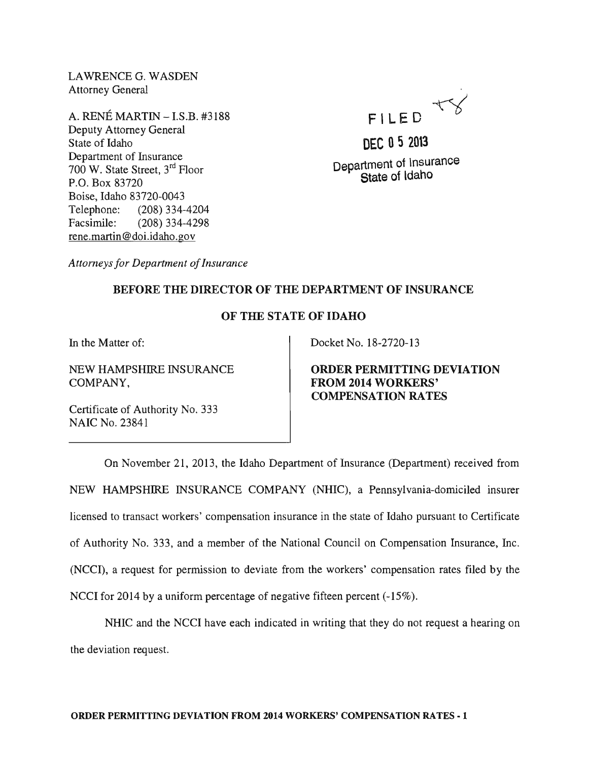LAWRENCE G. WASDEN
Attorney General

A. RENÉ MARTIN – I.S.B. #3188
Deputy Attorney General
State of Idaho
Department of Insurance
700 W. State Street, 3rd Floor
P.O. Box 83720
Boise, Idaho 83720-0043
Telephone: (208) 334-4204
Facsimile: (208) 334-4298
rene.martin@doi.idaho.gov

FILED

DEC 05 2013

Department of Insurance
State of Idaho

*Attorneys for Department of Insurance*

**BEFORE THE DIRECTOR OF THE DEPARTMENT OF INSURANCE**

**OF THE STATE OF IDAHO**

| | |
|---|---|
| In the Matter of:<br><br>NEW HAMPSHIRE INSURANCE COMPANY,<br><br>Certificate of Authority No. 333<br>NAIC No. 23841 | Docket No. 18-2720-13<br><br>**ORDER PERMITTING DEVIATION FROM 2014 WORKERS' COMPENSATION RATES** |

On November 21, 2013, the Idaho Department of Insurance (Department) received from NEW HAMPSHIRE INSURANCE COMPANY (NHIC), a Pennsylvania-domiciled insurer licensed to transact workers' compensation insurance in the state of Idaho pursuant to Certificate of Authority No. 333, and a member of the National Council on Compensation Insurance, Inc. (NCCI), a request for permission to deviate from the workers' compensation rates filed by the NCCI for 2014 by a uniform percentage of negative fifteen percent (-15%).

NHIC and the NCCI have each indicated in writing that they do not request a hearing on the deviation request.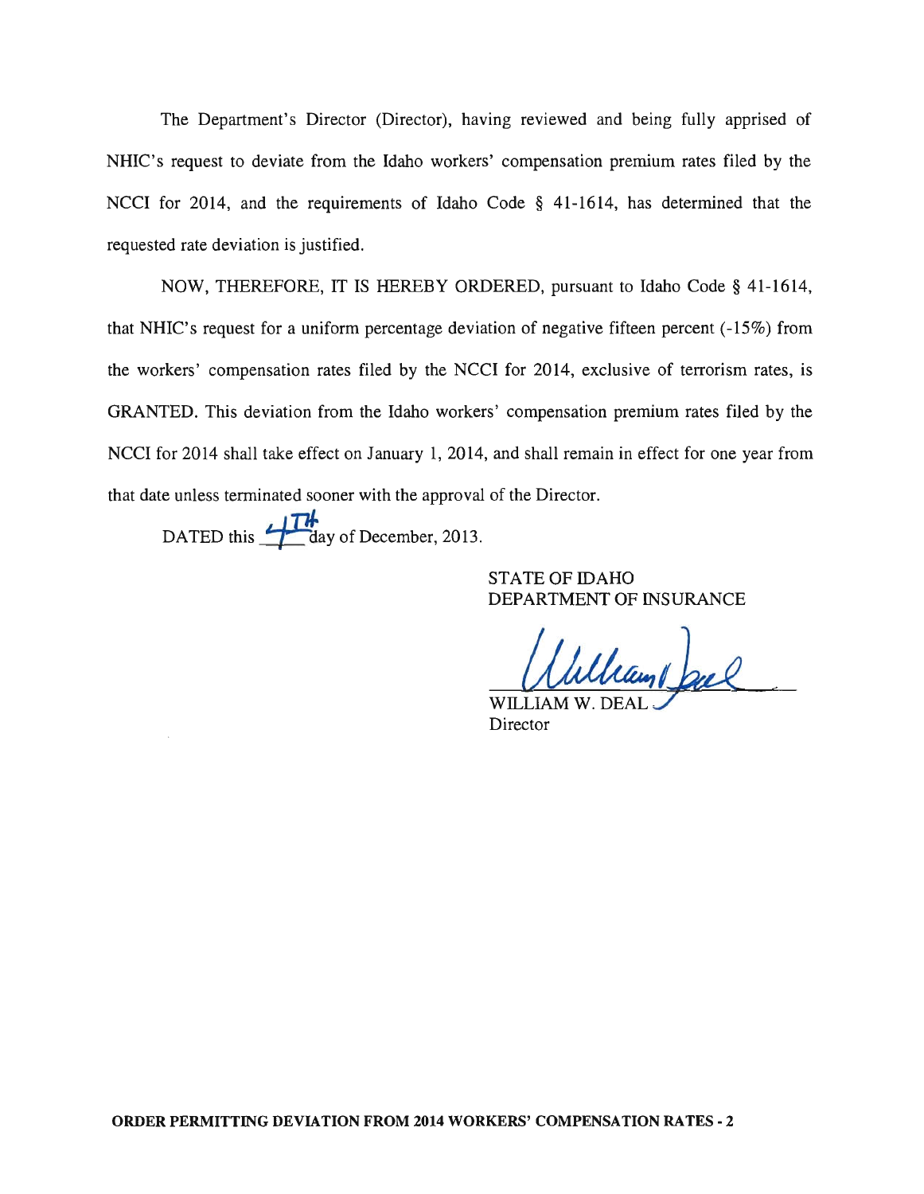The Department's Director (Director), having reviewed and being fully apprised of NHIC's request to deviate from the Idaho workers' compensation premium rates filed by the NCCI for 2014, and the requirements of Idaho Code § 41-1614, has determined that the requested rate deviation is justified.

NOW, THEREFORE, IT IS HEREBY ORDERED, pursuant to Idaho Code § 41-1614, that NHIC's request for a uniform percentage deviation of negative fifteen percent (-15%) from the workers' compensation rates filed by the NCCI for 2014, exclusive of terrorism rates, is GRANTED. This deviation from the Idaho workers' compensation premium rates filed by the NCCI for 2014 shall take effect on January 1, 2014, and shall remain in effect for one year from that date unless terminated sooner with the approval of the Director.

DATED this 4TH day of December, 2013.

STATE OF IDAHO
DEPARTMENT OF INSURANCE

WILLIAM W. DEAL
Director

**ORDER PERMITTING DEVIATION FROM 2014 WORKERS' COMPENSATION RATES - 2**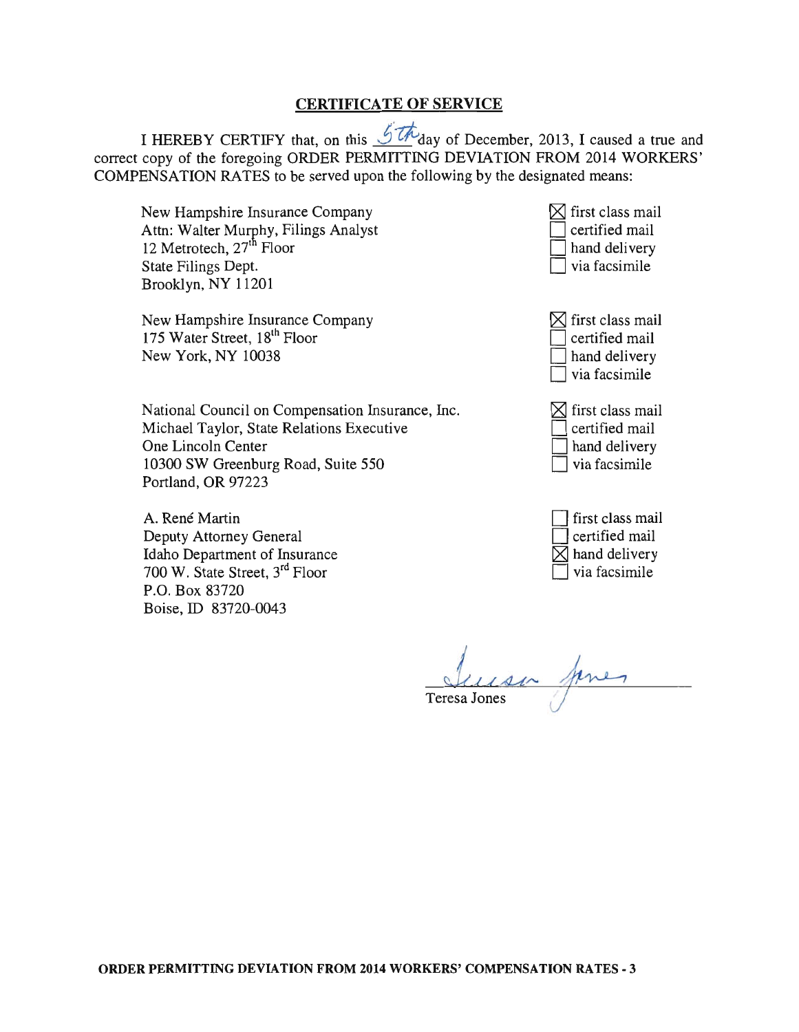## CERTIFICATE OF SERVICE

I HEREBY CERTIFY that, on this 5th day of December, 2013, I caused a true and correct copy of the foregoing ORDER PERMITTING DEVIATION FROM 2014 WORKERS' COMPENSATION RATES to be served upon the following by the designated means:

| | |
|---|---|
| New Hampshire Insurance Company<br>Attn: Walter Murphy, Filings Analyst<br>12 Metrotech, 27th Floor<br>State Filings Dept.<br>Brooklyn, NY 11201 | ☒ first class mail<br>☐ certified mail<br>☐ hand delivery<br>☐ via facsimile |
| New Hampshire Insurance Company<br>175 Water Street, 18th Floor<br>New York, NY 10038 | ☒ first class mail<br>☐ certified mail<br>☐ hand delivery<br>☐ via facsimile |
| National Council on Compensation Insurance, Inc.<br>Michael Taylor, State Relations Executive<br>One Lincoln Center<br>10300 SW Greenburg Road, Suite 550<br>Portland, OR 97223 | ☒ first class mail<br>☐ certified mail<br>☐ hand delivery<br>☐ via facsimile |
| A. René Martin<br>Deputy Attorney General<br>Idaho Department of Insurance<br>700 W. State Street, 3rd Floor<br>P.O. Box 83720<br>Boise, ID 83720-0043 | ☐ first class mail<br>☐ certified mail<br>☒ hand delivery<br>☐ via facsimile |

Teresa Jones